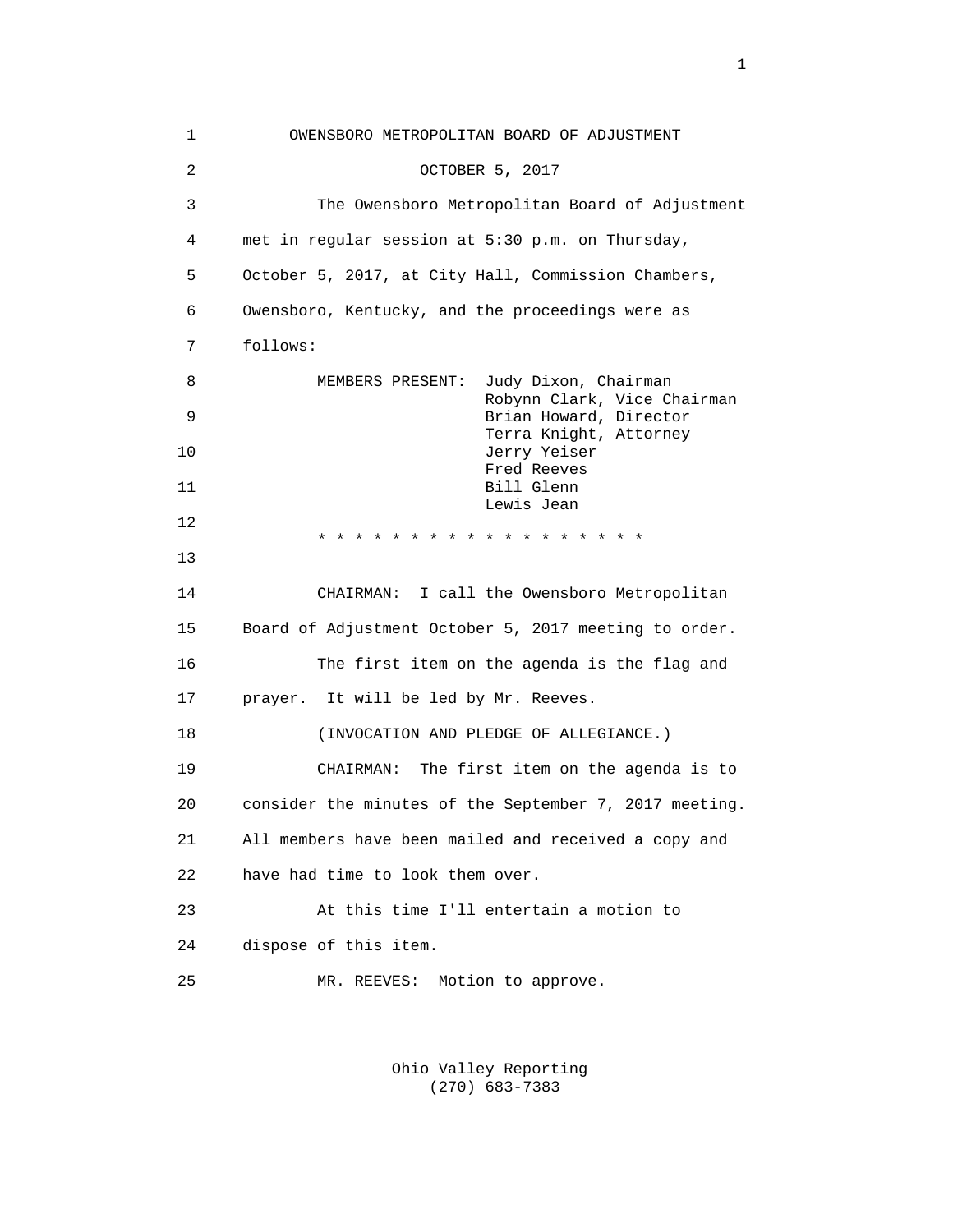OWENSBORO METROPOLITAN BOARD OF ADJUSTMENT

OCTOBER 5, 2017

The Owensboro Metropolitan Board of Adjustment met in regular session at 5:30 p.m. on Thursday, October 5, 2017, at City Hall, Commission Chambers, Owensboro, Kentucky, and the proceedings were as follows:

MEMBERS PRESENT: Judy Dixon, Chairman
Robynn Clark, Vice Chairman
Brian Howard, Director
Terra Knight, Attorney
Jerry Yeiser
Fred Reeves
Bill Glenn
Lewis Jean

* * * * * * * * * * * * * * * * * * *

CHAIRMAN: I call the Owensboro Metropolitan Board of Adjustment October 5, 2017 meeting to order.

The first item on the agenda is the flag and prayer. It will be led by Mr. Reeves.

(INVOCATION AND PLEDGE OF ALLEGIANCE.)

CHAIRMAN: The first item on the agenda is to consider the minutes of the September 7, 2017 meeting. All members have been mailed and received a copy and have had time to look them over.

At this time I'll entertain a motion to dispose of this item.

MR. REEVES: Motion to approve.

Ohio Valley Reporting
(270) 683-7383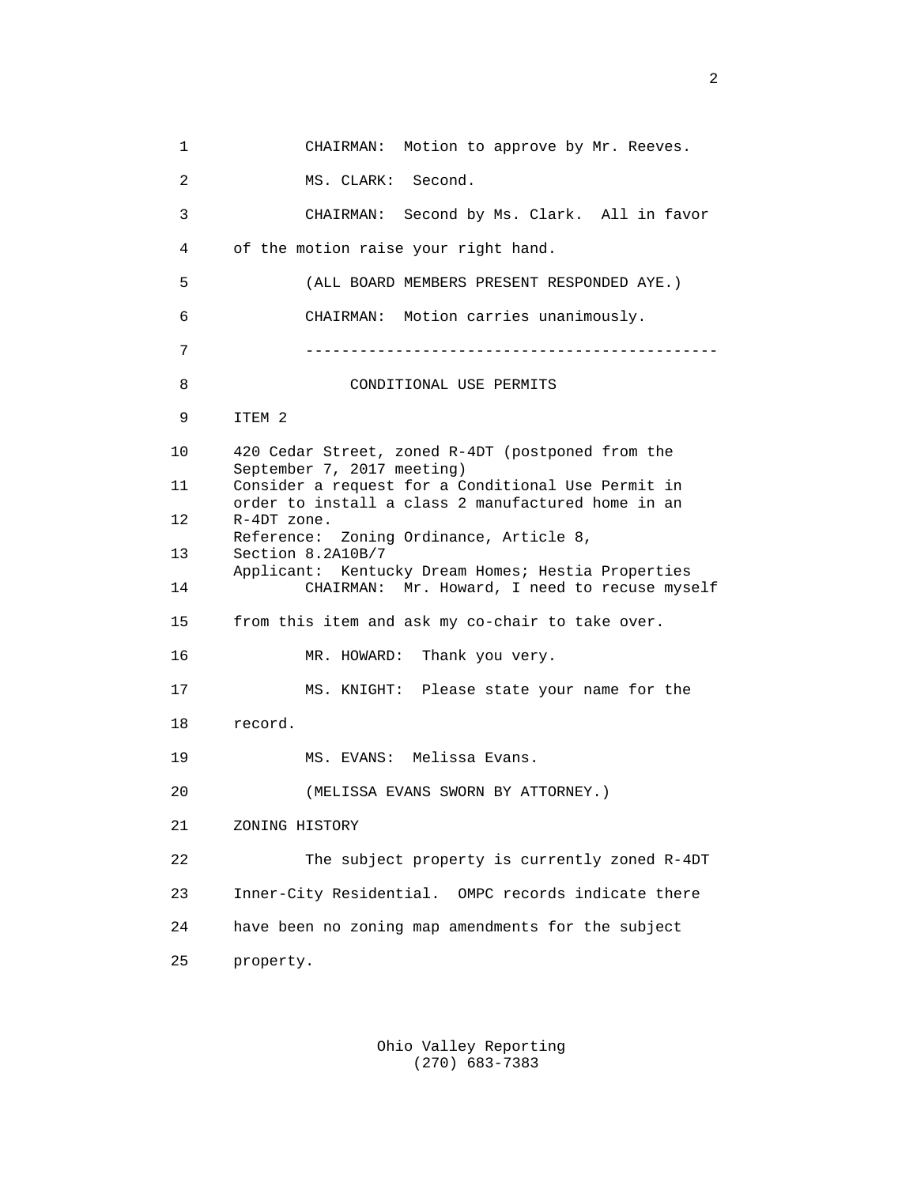CHAIRMAN: Motion to approve by Mr. Reeves.

MS. CLARK: Second.

CHAIRMAN: Second by Ms. Clark. All in favor of the motion raise your right hand.

(ALL BOARD MEMBERS PRESENT RESPONDED AYE.)

CHAIRMAN: Motion carries unanimously.

---

CONDITIONAL USE PERMITS

ITEM 2

420 Cedar Street, zoned R-4DT (postponed from the September 7, 2017 meeting)
Consider a request for a Conditional Use Permit in order to install a class 2 manufactured home in an R-4DT zone.
Reference: Zoning Ordinance, Article 8, Section 8.2A10B/7
Applicant: Kentucky Dream Homes; Hestia Properties

CHAIRMAN: Mr. Howard, I need to recuse myself from this item and ask my co-chair to take over.

MR. HOWARD: Thank you very.

MS. KNIGHT: Please state your name for the record.

MS. EVANS: Melissa Evans.

(MELISSA EVANS SWORN BY ATTORNEY.)

ZONING HISTORY

The subject property is currently zoned R-4DT Inner-City Residential. OMPC records indicate there have been no zoning map amendments for the subject property.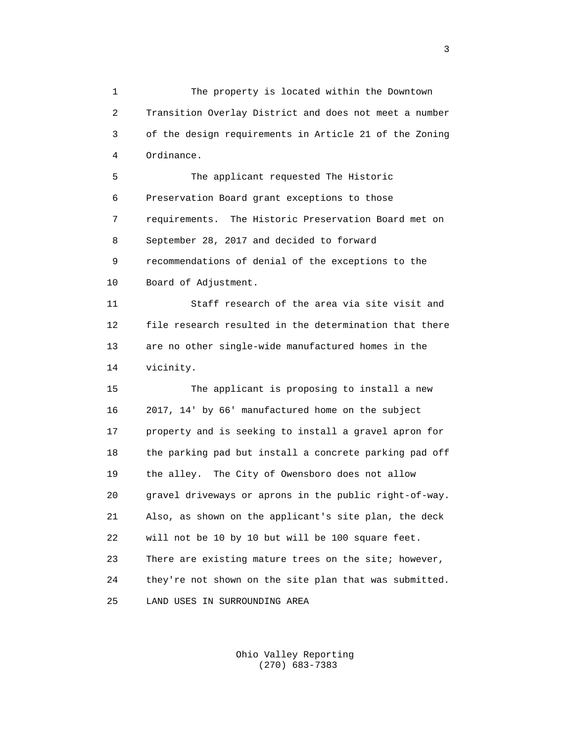The property is located within the Downtown Transition Overlay District and does not meet a number of the design requirements in Article 21 of the Zoning Ordinance.

The applicant requested The Historic Preservation Board grant exceptions to those requirements. The Historic Preservation Board met on September 28, 2017 and decided to forward recommendations of denial of the exceptions to the Board of Adjustment.

Staff research of the area via site visit and file research resulted in the determination that there are no other single-wide manufactured homes in the vicinity.

The applicant is proposing to install a new 2017, 14' by 66' manufactured home on the subject property and is seeking to install a gravel apron for the parking pad but install a concrete parking pad off the alley. The City of Owensboro does not allow gravel driveways or aprons in the public right-of-way. Also, as shown on the applicant's site plan, the deck will not be 10 by 10 but will be 100 square feet. There are existing mature trees on the site; however, they're not shown on the site plan that was submitted.

LAND USES IN SURROUNDING AREA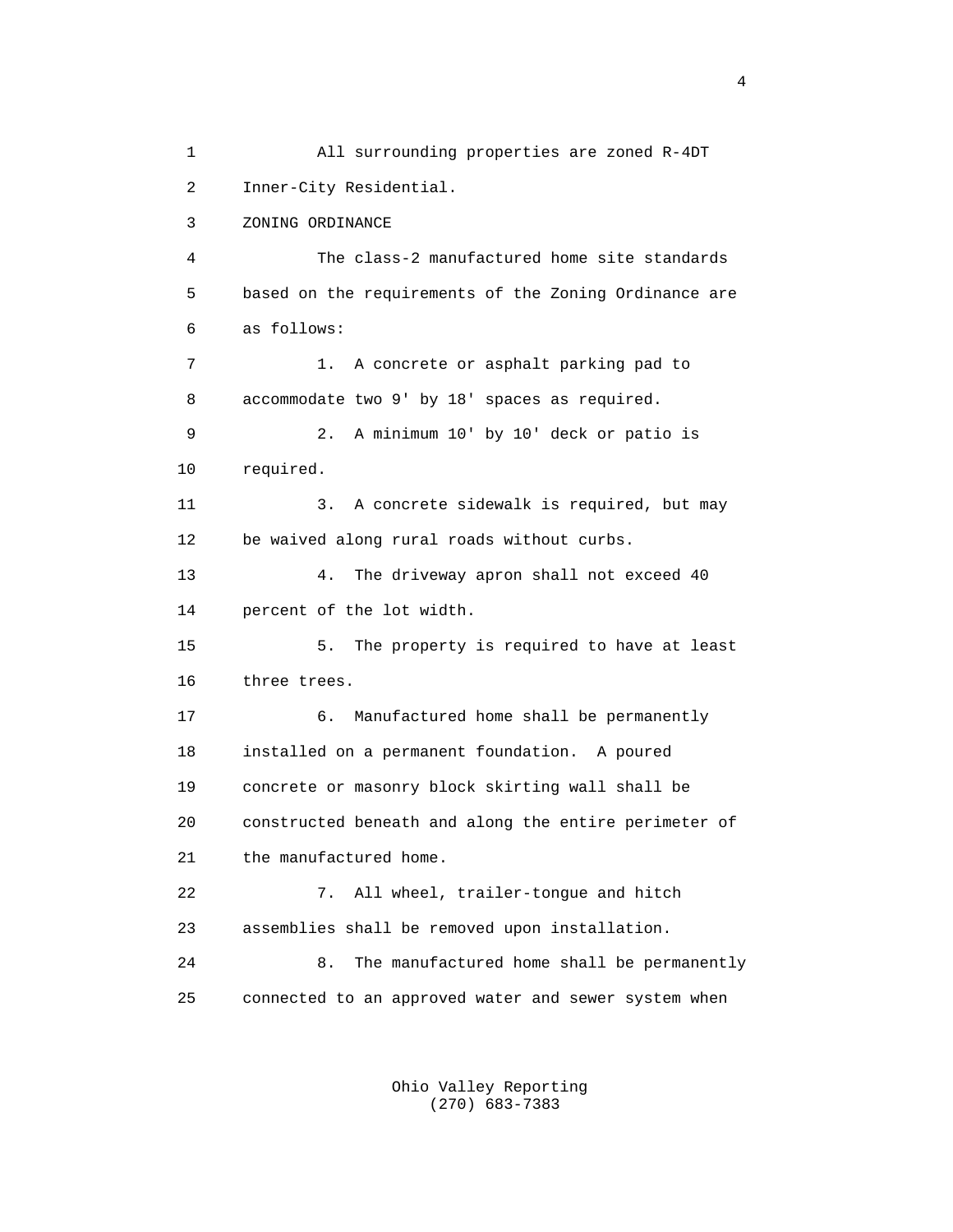All surrounding properties are zoned R-4DT Inner-City Residential.

ZONING ORDINANCE

The class-2 manufactured home site standards based on the requirements of the Zoning Ordinance are as follows:

1. A concrete or asphalt parking pad to accommodate two 9' by 18' spaces as required.

2. A minimum 10' by 10' deck or patio is required.

3. A concrete sidewalk is required, but may be waived along rural roads without curbs.

4. The driveway apron shall not exceed 40 percent of the lot width.

5. The property is required to have at least three trees.

6. Manufactured home shall be permanently installed on a permanent foundation. A poured concrete or masonry block skirting wall shall be constructed beneath and along the entire perimeter of the manufactured home.

7. All wheel, trailer-tongue and hitch assemblies shall be removed upon installation.

8. The manufactured home shall be permanently connected to an approved water and sewer system when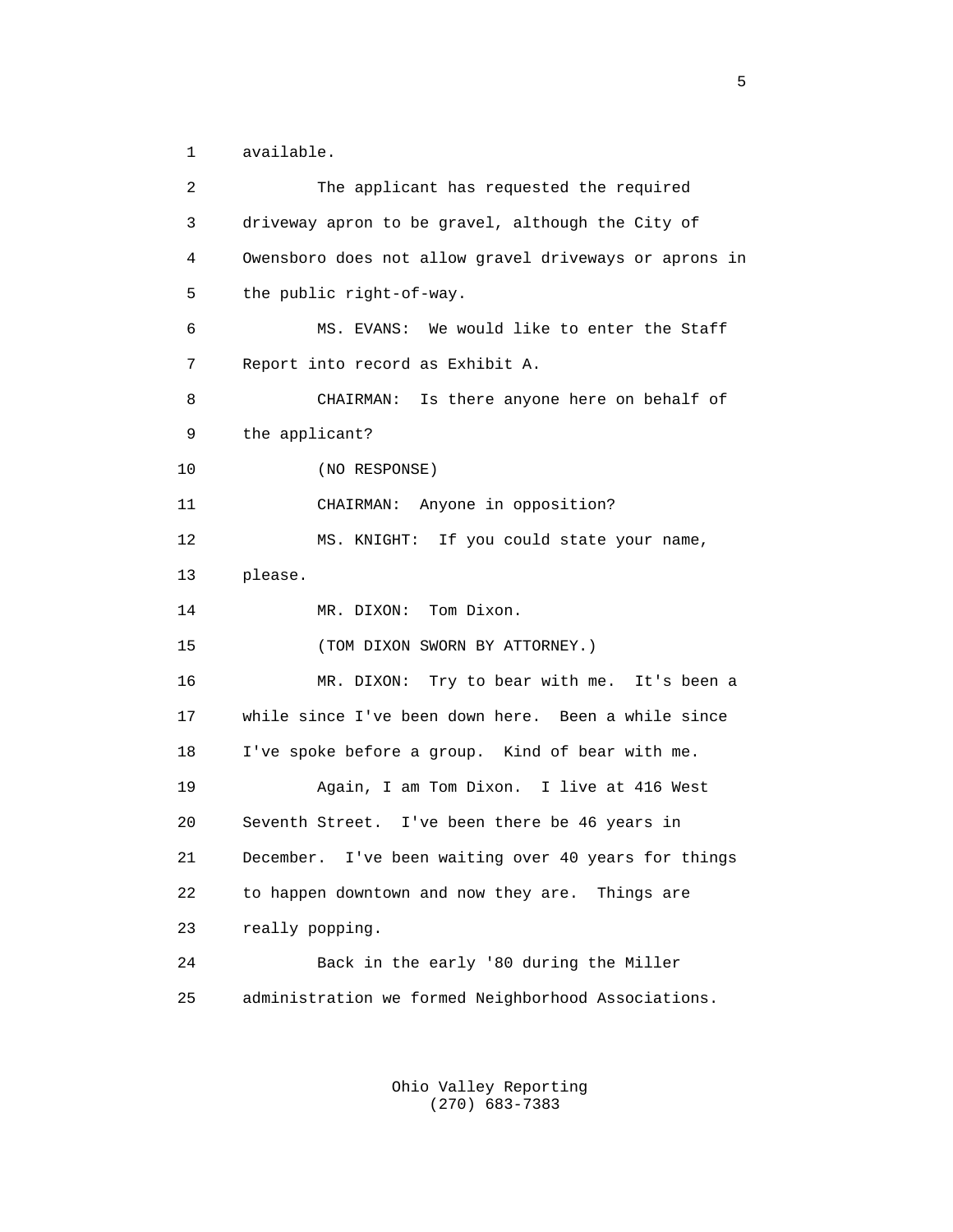available.

The applicant has requested the required driveway apron to be gravel, although the City of Owensboro does not allow gravel driveways or aprons in the public right-of-way.

MS. EVANS: We would like to enter the Staff Report into record as Exhibit A.

CHAIRMAN: Is there anyone here on behalf of the applicant?

(NO RESPONSE)

CHAIRMAN: Anyone in opposition?

MS. KNIGHT: If you could state your name, please.

MR. DIXON: Tom Dixon.

(TOM DIXON SWORN BY ATTORNEY.)

MR. DIXON: Try to bear with me. It's been a while since I've been down here. Been a while since I've spoke before a group. Kind of bear with me.

Again, I am Tom Dixon. I live at 416 West Seventh Street. I've been there be 46 years in December. I've been waiting over 40 years for things to happen downtown and now they are. Things are really popping.

Back in the early '80 during the Miller administration we formed Neighborhood Associations.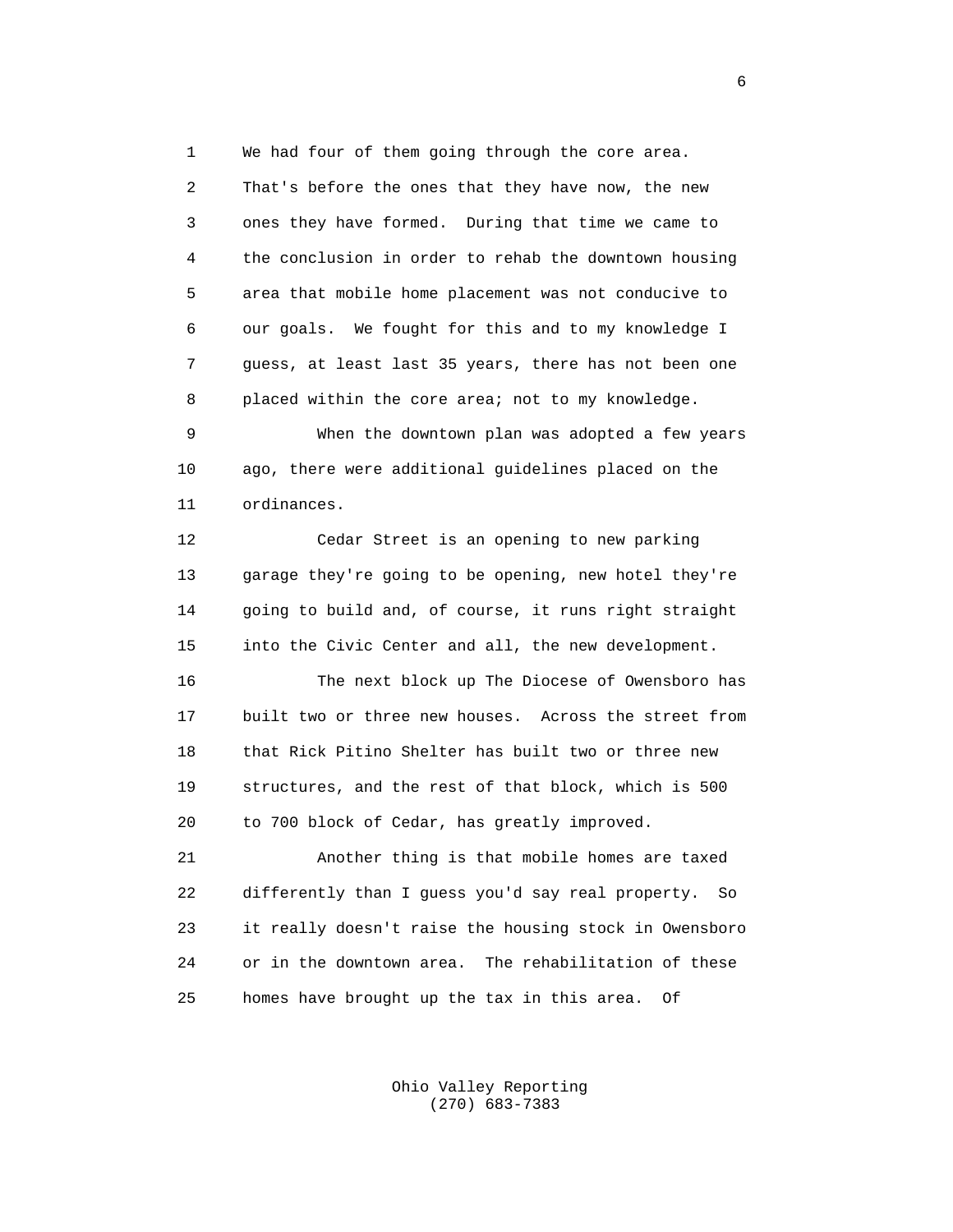We had four of them going through the core area. That's before the ones that they have now, the new ones they have formed. During that time we came to the conclusion in order to rehab the downtown housing area that mobile home placement was not conducive to our goals. We fought for this and to my knowledge I guess, at least last 35 years, there has not been one placed within the core area; not to my knowledge.

When the downtown plan was adopted a few years ago, there were additional guidelines placed on the ordinances.

Cedar Street is an opening to new parking garage they're going to be opening, new hotel they're going to build and, of course, it runs right straight into the Civic Center and all, the new development.

The next block up The Diocese of Owensboro has built two or three new houses. Across the street from that Rick Pitino Shelter has built two or three new structures, and the rest of that block, which is 500 to 700 block of Cedar, has greatly improved.

Another thing is that mobile homes are taxed differently than I guess you'd say real property. So it really doesn't raise the housing stock in Owensboro or in the downtown area. The rehabilitation of these homes have brought up the tax in this area. Of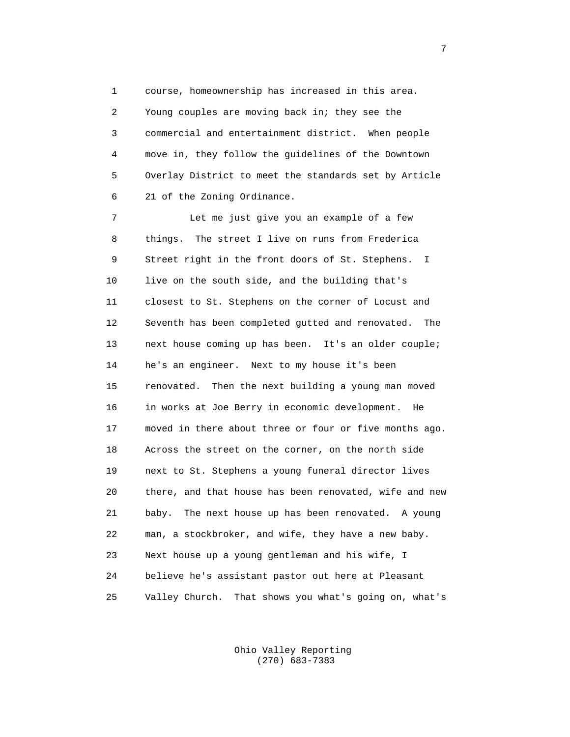course, homeownership has increased in this area. Young couples are moving back in; they see the commercial and entertainment district. When people move in, they follow the guidelines of the Downtown Overlay District to meet the standards set by Article 21 of the Zoning Ordinance.

Let me just give you an example of a few things. The street I live on runs from Frederica Street right in the front doors of St. Stephens. I live on the south side, and the building that's closest to St. Stephens on the corner of Locust and Seventh has been completed gutted and renovated. The next house coming up has been. It's an older couple; he's an engineer. Next to my house it's been renovated. Then the next building a young man moved in works at Joe Berry in economic development. He moved in there about three or four or five months ago. Across the street on the corner, on the north side next to St. Stephens a young funeral director lives there, and that house has been renovated, wife and new baby. The next house up has been renovated. A young man, a stockbroker, and wife, they have a new baby. Next house up a young gentleman and his wife, I believe he's assistant pastor out here at Pleasant Valley Church. That shows you what's going on, what's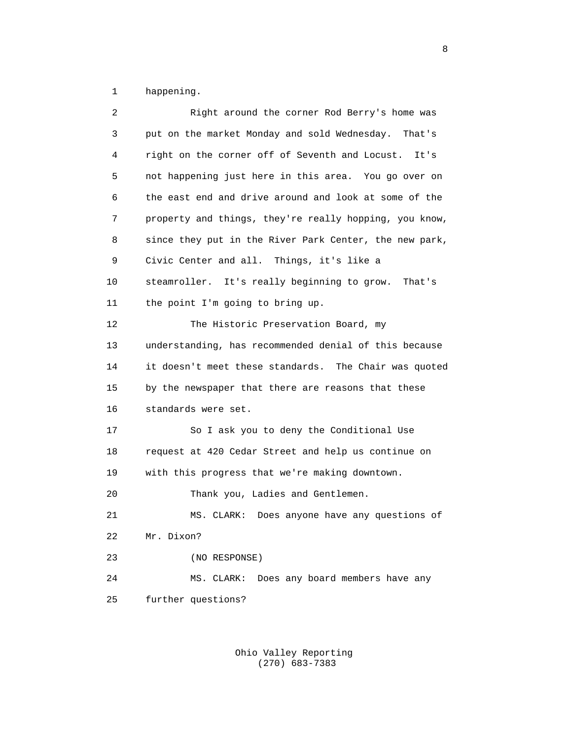happening.

Right around the corner Rod Berry's home was put on the market Monday and sold Wednesday. That's right on the corner off of Seventh and Locust. It's not happening just here in this area. You go over on the east end and drive around and look at some of the property and things, they're really hopping, you know, since they put in the River Park Center, the new park, Civic Center and all. Things, it's like a steamroller. It's really beginning to grow. That's the point I'm going to bring up.

The Historic Preservation Board, my understanding, has recommended denial of this because it doesn't meet these standards. The Chair was quoted by the newspaper that there are reasons that these standards were set.

So I ask you to deny the Conditional Use request at 420 Cedar Street and help us continue on with this progress that we're making downtown.

Thank you, Ladies and Gentlemen.

MS. CLARK: Does anyone have any questions of Mr. Dixon?

(NO RESPONSE)

MS. CLARK: Does any board members have any further questions?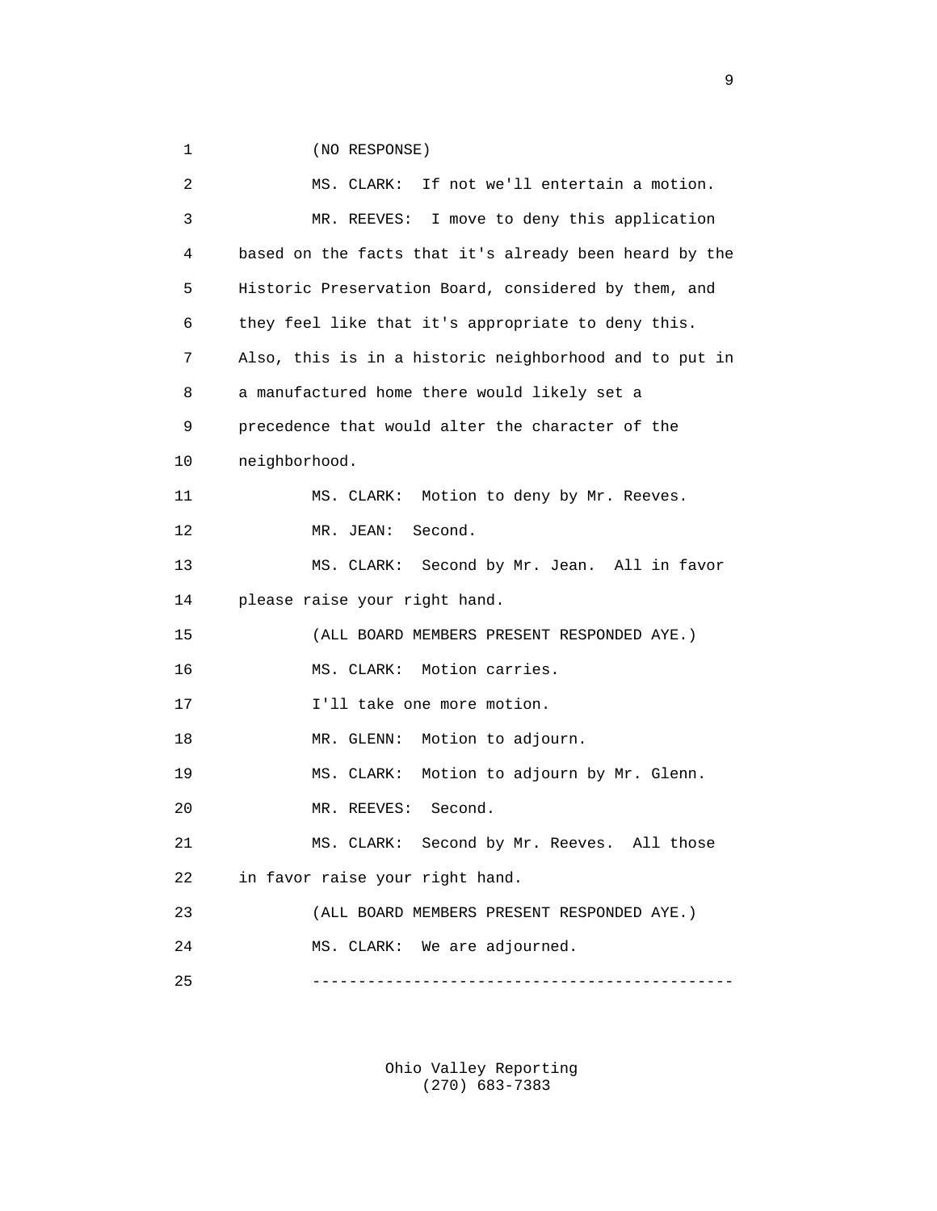(NO RESPONSE)

MS. CLARK: If not we'll entertain a motion.

MR. REEVES: I move to deny this application based on the facts that it's already been heard by the Historic Preservation Board, considered by them, and they feel like that it's appropriate to deny this. Also, this is in a historic neighborhood and to put in a manufactured home there would likely set a precedence that would alter the character of the neighborhood.

MS. CLARK: Motion to deny by Mr. Reeves.

MR. JEAN: Second.

MS. CLARK: Second by Mr. Jean. All in favor please raise your right hand.

(ALL BOARD MEMBERS PRESENT RESPONDED AYE.)

MS. CLARK: Motion carries.

I'll take one more motion.

MR. GLENN: Motion to adjourn.

MS. CLARK: Motion to adjourn by Mr. Glenn.

MR. REEVES: Second.

MS. CLARK: Second by Mr. Reeves. All those in favor raise your right hand.

(ALL BOARD MEMBERS PRESENT RESPONDED AYE.)

MS. CLARK: We are adjourned.

---------------------------------------------

Ohio Valley Reporting
(270) 683-7383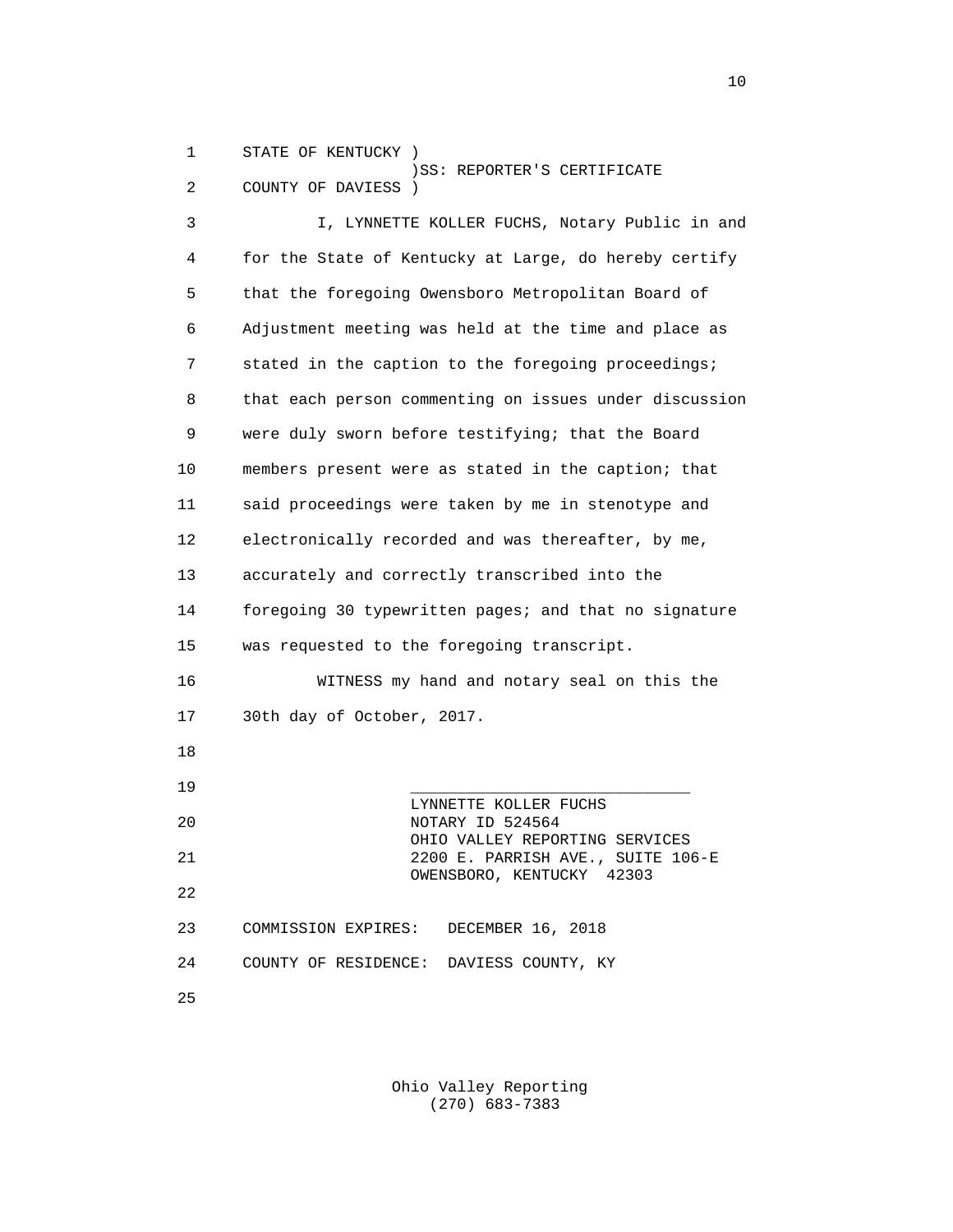STATE OF KENTUCKY )
)SS: REPORTER'S CERTIFICATE
COUNTY OF DAVIESS )

I, LYNNETTE KOLLER FUCHS, Notary Public in and for the State of Kentucky at Large, do hereby certify that the foregoing Owensboro Metropolitan Board of Adjustment meeting was held at the time and place as stated in the caption to the foregoing proceedings; that each person commenting on issues under discussion were duly sworn before testifying; that the Board members present were as stated in the caption; that said proceedings were taken by me in stenotype and electronically recorded and was thereafter, by me, accurately and correctly transcribed into the foregoing 30 typewritten pages; and that no signature was requested to the foregoing transcript.

WITNESS my hand and notary seal on this the 30th day of October, 2017.

______________________________
LYNNETTE KOLLER FUCHS
NOTARY ID 524564
OHIO VALLEY REPORTING SERVICES
2200 E. PARRISH AVE., SUITE 106-E
OWENSBORO, KENTUCKY 42303

COMMISSION EXPIRES: DECEMBER 16, 2018

COUNTY OF RESIDENCE: DAVIESS COUNTY, KY